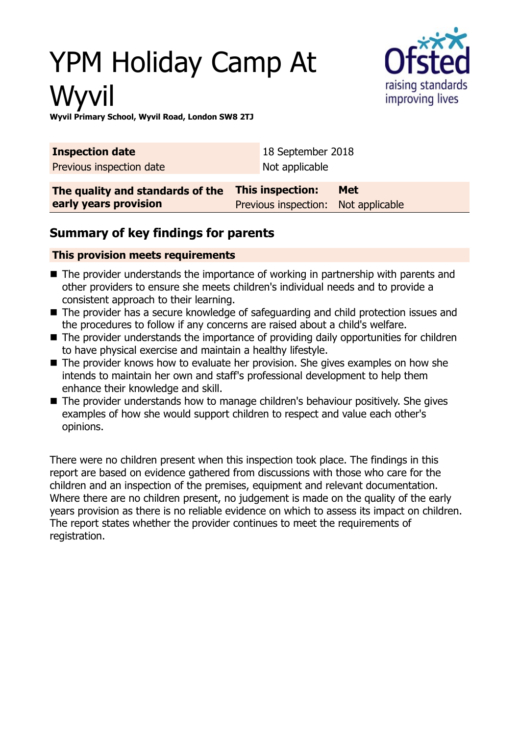# YPM Holiday Camp At Wyvil

**Wyvil Primary School, Wyvil Road, London SW8 2TJ**

| **Inspection date** | 18 September 2018 | |
|---|---|---|
| Previous inspection date | Not applicable | |
| **The quality and standards of the early years provision** | **This inspection:** | **Met** |
| | Previous inspection: | Not applicable |

## Summary of key findings for parents

**This provision meets requirements**

- The provider understands the importance of working in partnership with parents and other providers to ensure she meets children's individual needs and to provide a consistent approach to their learning.
- The provider has a secure knowledge of safeguarding and child protection issues and the procedures to follow if any concerns are raised about a child's welfare.
- The provider understands the importance of providing daily opportunities for children to have physical exercise and maintain a healthy lifestyle.
- The provider knows how to evaluate her provision. She gives examples on how she intends to maintain her own and staff's professional development to help them enhance their knowledge and skill.
- The provider understands how to manage children's behaviour positively. She gives examples of how she would support children to respect and value each other's opinions.

There were no children present when this inspection took place. The findings in this report are based on evidence gathered from discussions with those who care for the children and an inspection of the premises, equipment and relevant documentation. Where there are no children present, no judgement is made on the quality of the early years provision as there is no reliable evidence on which to assess its impact on children. The report states whether the provider continues to meet the requirements of registration.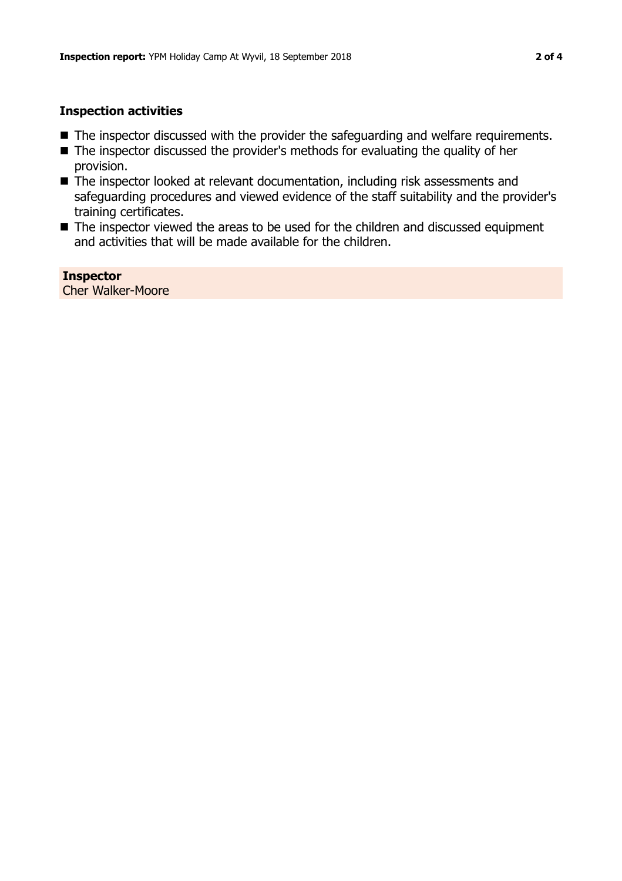### Inspection activities

- The inspector discussed with the provider the safeguarding and welfare requirements.
- The inspector discussed the provider's methods for evaluating the quality of her provision.
- The inspector looked at relevant documentation, including risk assessments and safeguarding procedures and viewed evidence of the staff suitability and the provider's training certificates.
- The inspector viewed the areas to be used for the children and discussed equipment and activities that will be made available for the children.

**Inspector**
Cher Walker-Moore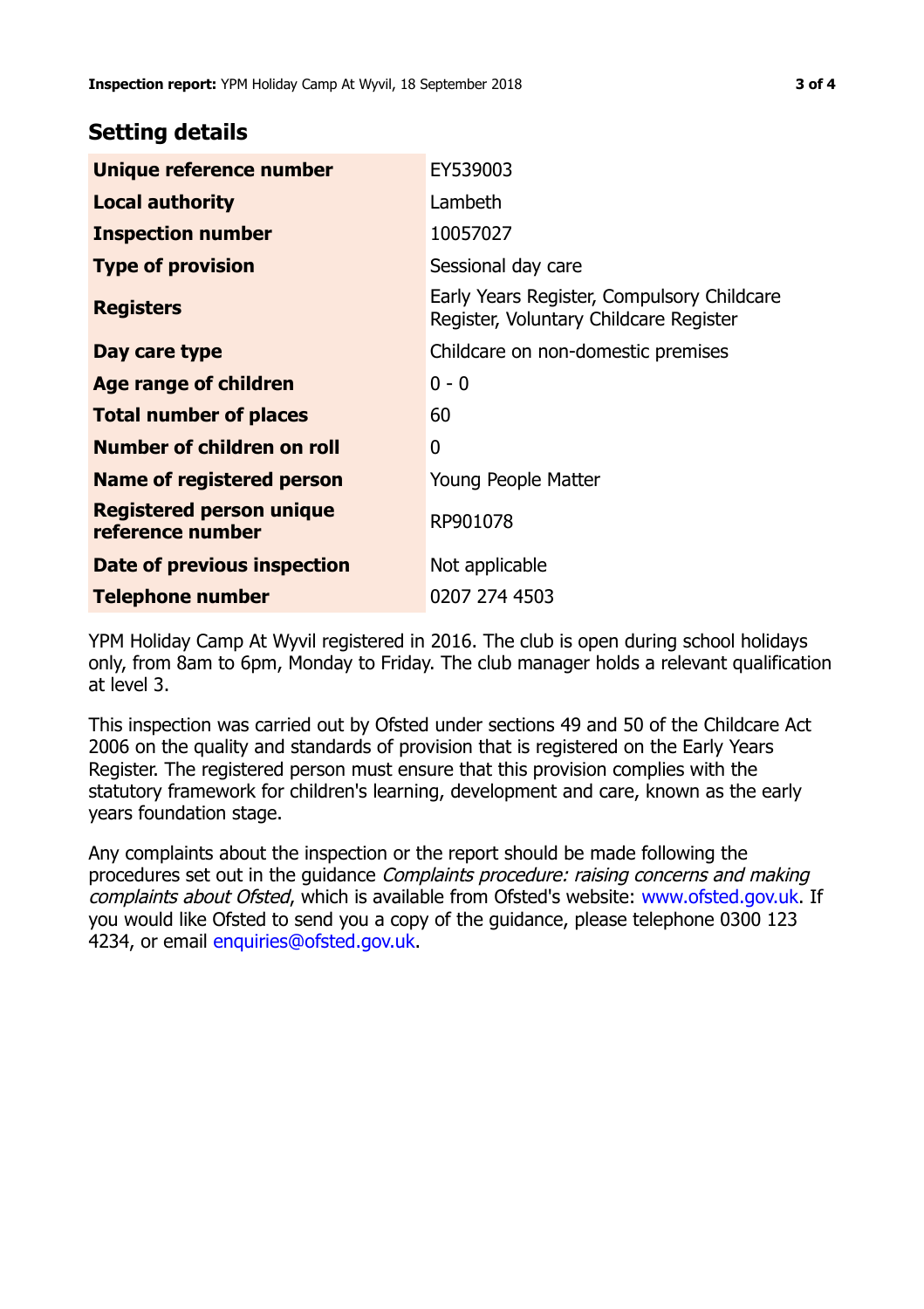## Setting details

| | |
|---|---|
| **Unique reference number** | EY539003 |
| **Local authority** | Lambeth |
| **Inspection number** | 10057027 |
| **Type of provision** | Sessional day care |
| **Registers** | Early Years Register, Compulsory Childcare Register, Voluntary Childcare Register |
| **Day care type** | Childcare on non-domestic premises |
| **Age range of children** | 0 - 0 |
| **Total number of places** | 60 |
| **Number of children on roll** | 0 |
| **Name of registered person** | Young People Matter |
| **Registered person unique reference number** | RP901078 |
| **Date of previous inspection** | Not applicable |
| **Telephone number** | 0207 274 4503 |

YPM Holiday Camp At Wyvil registered in 2016. The club is open during school holidays only, from 8am to 6pm, Monday to Friday. The club manager holds a relevant qualification at level 3.

This inspection was carried out by Ofsted under sections 49 and 50 of the Childcare Act 2006 on the quality and standards of provision that is registered on the Early Years Register. The registered person must ensure that this provision complies with the statutory framework for children's learning, development and care, known as the early years foundation stage.

Any complaints about the inspection or the report should be made following the procedures set out in the guidance *Complaints procedure: raising concerns and making complaints about Ofsted*, which is available from Ofsted's website: www.ofsted.gov.uk. If you would like Ofsted to send you a copy of the guidance, please telephone 0300 123 4234, or email enquiries@ofsted.gov.uk.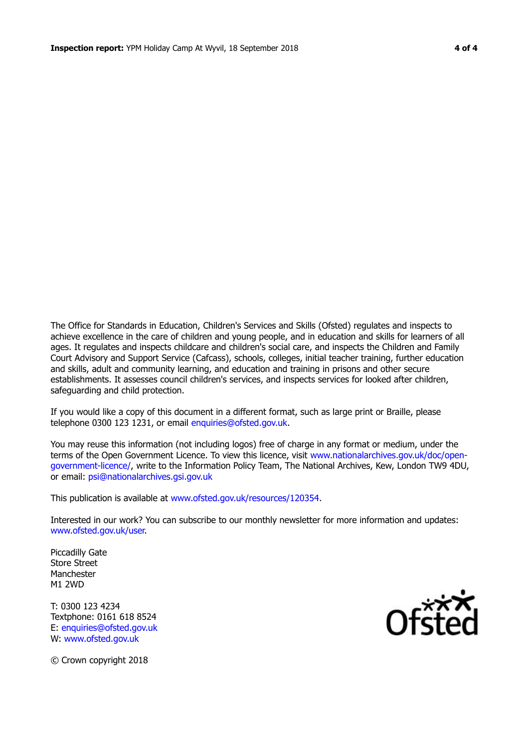The Office for Standards in Education, Children's Services and Skills (Ofsted) regulates and inspects to achieve excellence in the care of children and young people, and in education and skills for learners of all ages. It regulates and inspects childcare and children's social care, and inspects the Children and Family Court Advisory and Support Service (Cafcass), schools, colleges, initial teacher training, further education and skills, adult and community learning, and education and training in prisons and other secure establishments. It assesses council children's services, and inspects services for looked after children, safeguarding and child protection.

If you would like a copy of this document in a different format, such as large print or Braille, please telephone 0300 123 1231, or email enquiries@ofsted.gov.uk.

You may reuse this information (not including logos) free of charge in any format or medium, under the terms of the Open Government Licence. To view this licence, visit www.nationalarchives.gov.uk/doc/open-government-licence/, write to the Information Policy Team, The National Archives, Kew, London TW9 4DU, or email: psi@nationalarchives.gsi.gov.uk

This publication is available at www.ofsted.gov.uk/resources/120354.

Interested in our work? You can subscribe to our monthly newsletter for more information and updates: www.ofsted.gov.uk/user.

Piccadilly Gate  
Store Street  
Manchester  
M1 2WD

T: 0300 123 4234  
Textphone: 0161 618 8524  
E: enquiries@ofsted.gov.uk  
W: www.ofsted.gov.uk

Ofsted

© Crown copyright 2018